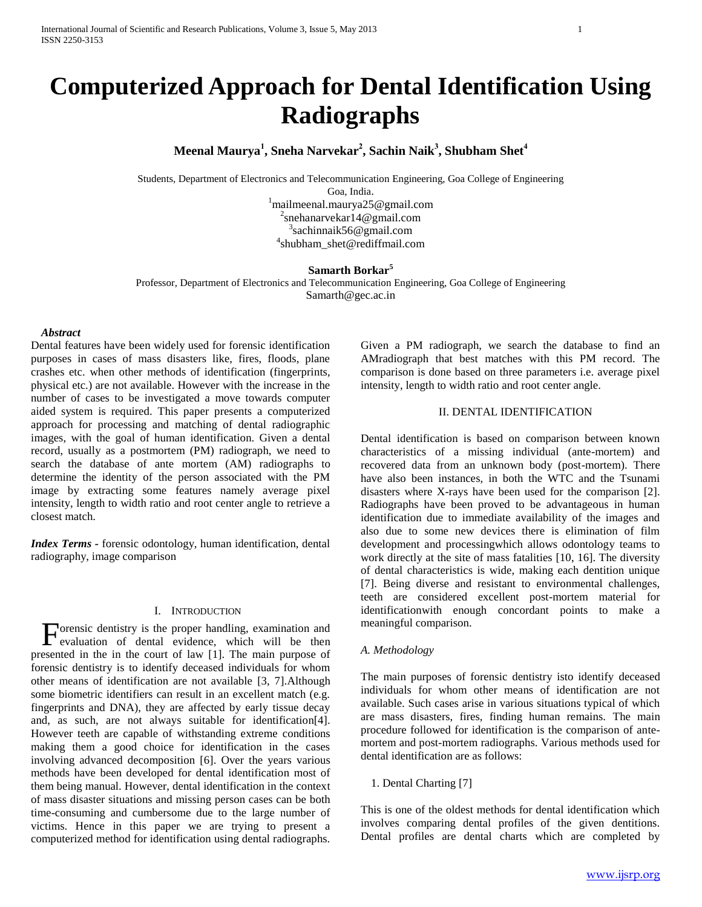# Computerized Approach for Dental Identification Using Radiographs

**Meenal Maurya[1], Sneha Narvekar[2], Sachin Naik[3], Shubham Shet[4]**

Students, Department of Electronics and Telecommunication Engineering, Goa College of Engineering
Goa, India.
[1]mailmeenal.maurya25@gmail.com
[2]snehanarvekar14@gmail.com
[3]sachinnaik56@gmail.com
[4]shubham_shet@rediffmail.com

**Samarth Borkar[5]**
Professor, Department of Electronics and Telecommunication Engineering, Goa College of Engineering
Samarth@gec.ac.in

***Abstract***

Dental features have been widely used for forensic identification purposes in cases of mass disasters like, fires, floods, plane crashes etc. when other methods of identification (fingerprints, physical etc.) are not available. However with the increase in the number of cases to be investigated a move towards computer aided system is required. This paper presents a computerized approach for processing and matching of dental radiographic images, with the goal of human identification. Given a dental record, usually as a postmortem (PM) radiograph, we need to search the database of ante mortem (AM) radiographs to determine the identity of the person associated with the PM image by extracting some features namely average pixel intensity, length to width ratio and root center angle to retrieve a closest match.

***Index Terms*** - forensic odontology, human identification, dental radiography, image comparison

## I. Introduction

Forensic dentistry is the proper handling, examination and evaluation of dental evidence, which will be then presented in the in the court of law [1]. The main purpose of forensic dentistry is to identify deceased individuals for whom other means of identification are not available [3, 7].Although some biometric identifiers can result in an excellent match (e.g. fingerprints and DNA), they are affected by early tissue decay and, as such, are not always suitable for identification[4]. However teeth are capable of withstanding extreme conditions making them a good choice for identification in the cases involving advanced decomposition [6]. Over the years various methods have been developed for dental identification most of them being manual. However, dental identification in the context of mass disaster situations and missing person cases can be both time-consuming and cumbersome due to the large number of victims. Hence in this paper we are trying to present a computerized method for identification using dental radiographs. Given a PM radiograph, we search the database to find an AMradiograph that best matches with this PM record. The comparison is done based on three parameters i.e. average pixel intensity, length to width ratio and root center angle.

## II. Dental Identification

Dental identification is based on comparison between known characteristics of a missing individual (ante-mortem) and recovered data from an unknown body (post-mortem). There have also been instances, in both the WTC and the Tsunami disasters where X-rays have been used for the comparison [2]. Radiographs have been proved to be advantageous in human identification due to immediate availability of the images and also due to some new devices there is elimination of film development and processingwhich allows odontology teams to work directly at the site of mass fatalities [10, 16]. The diversity of dental characteristics is wide, making each dentition unique [7]. Being diverse and resistant to environmental challenges, teeth are considered excellent post-mortem material for identificationwith enough concordant points to make a meaningful comparison.

### *A. Methodology*

The main purposes of forensic dentistry isto identify deceased individuals for whom other means of identification are not available. Such cases arise in various situations typical of which are mass disasters, fires, finding human remains. The main procedure followed for identification is the comparison of ante-mortem and post-mortem radiographs. Various methods used for dental identification are as follows:

1. Dental Charting [7]

This is one of the oldest methods for dental identification which involves comparing dental profiles of the given dentitions. Dental profiles are dental charts which are completed by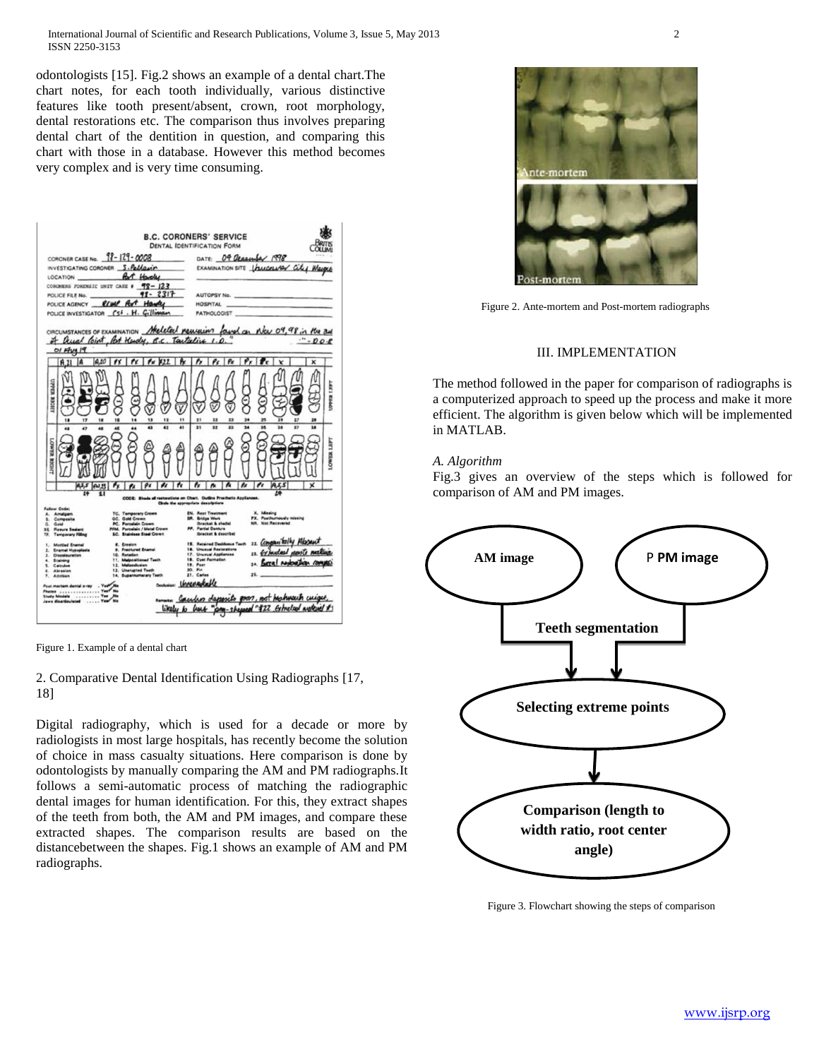odontologists [15]. Fig.2 shows an example of a dental chart.The chart notes, for each tooth individually, various distinctive features like tooth present/absent, crown, root morphology, dental restorations etc. The comparison thus involves preparing dental chart of the dentition in question, and comparing this chart with those in a database. However this method becomes very complex and is very time consuming.

Figure 1. Example of a dental chart

2. Comparative Dental Identification Using Radiographs [17, 18]

Digital radiography, which is used for a decade or more by radiologists in most large hospitals, has recently become the solution of choice in mass casualty situations. Here comparison is done by odontologists by manually comparing the AM and PM radiographs.It follows a semi-automatic process of matching the radiographic dental images for human identification. For this, they extract shapes of the teeth from both, the AM and PM images, and compare these extracted shapes. The comparison results are based on the distancebetween the shapes. Fig.1 shows an example of AM and PM radiographs.

Figure 2. Ante-mortem and Post-mortem radiographs

## III. IMPLEMENTATION

The method followed in the paper for comparison of radiographs is a computerized approach to speed up the process and make it more efficient. The algorithm is given below which will be implemented in MATLAB.

### *A. Algorithm*

Fig.3 gives an overview of the steps which is followed for comparison of AM and PM images.

Figure 3. Flowchart showing the steps of comparison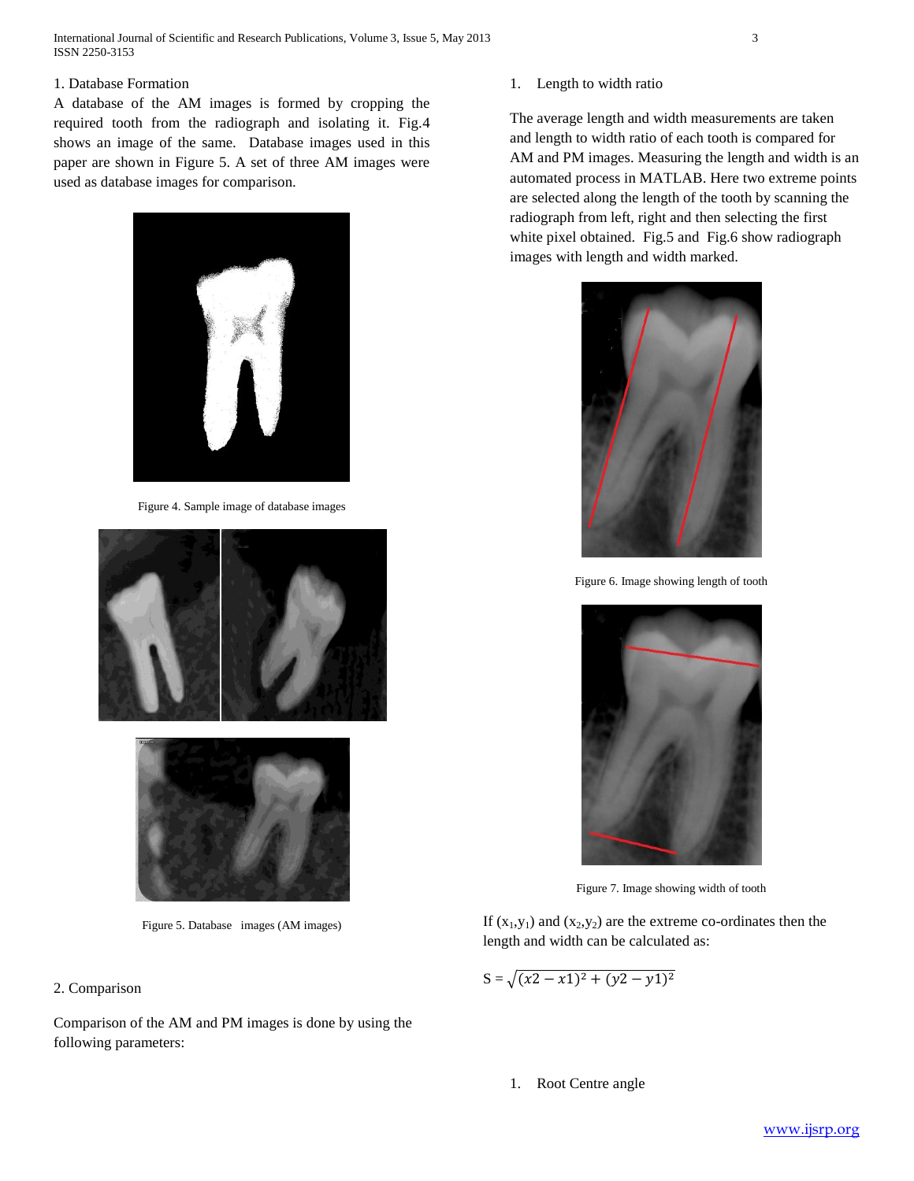1. Database Formation

A database of the AM images is formed by cropping the required tooth from the radiograph and isolating it. Fig.4 shows an image of the same. Database images used in this paper are shown in Figure 5. A set of three AM images were used as database images for comparison.

Figure 4. Sample image of database images

Figure 5. Database images (AM images)

2. Comparison

Comparison of the AM and PM images is done by using the following parameters:

1. Length to width ratio

The average length and width measurements are taken and length to width ratio of each tooth is compared for AM and PM images. Measuring the length and width is an automated process in MATLAB. Here two extreme points are selected along the length of the tooth by scanning the radiograph from left, right and then selecting the first white pixel obtained. Fig.5 and Fig.6 show radiograph images with length and width marked.

Figure 6. Image showing length of tooth

Figure 7. Image showing width of tooth

If $(x_1,y_1)$ and $(x_2,y_2)$ are the extreme co-ordinates then the length and width can be calculated as:

$$S = \sqrt{(x2 - x1)^2 + (y2 - y1)^2}$$

1. Root Centre angle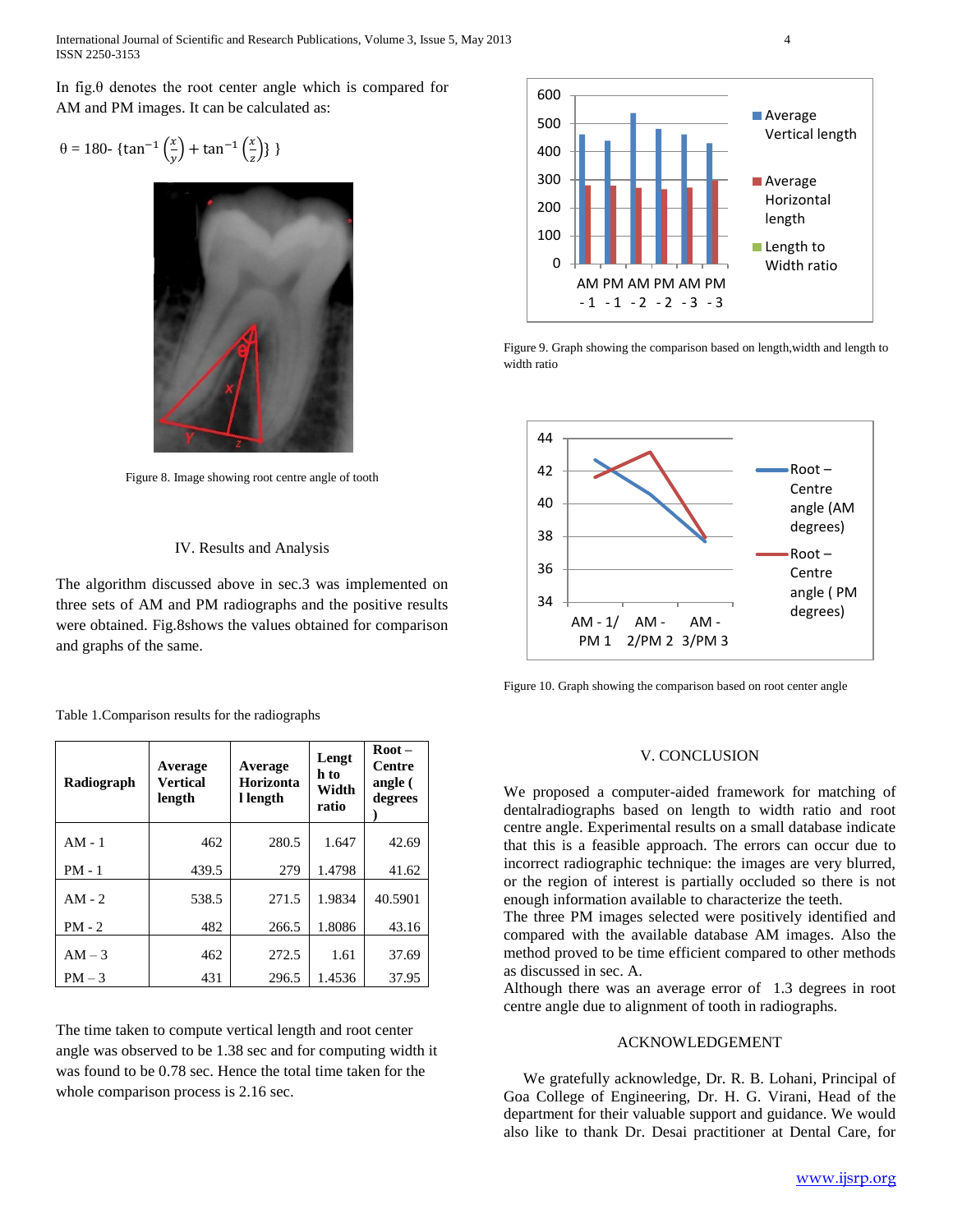In fig.θ denotes the root center angle which is compared for AM and PM images. It can be calculated as:

$$\theta = 180 - \{\tan^{-1}\left(\frac{x}{y}\right) + \tan^{-1}\left(\frac{x}{z}\right)\}$$

Figure 8. Image showing root centre angle of tooth

## IV. Results and Analysis

The algorithm discussed above in sec.3 was implemented on three sets of AM and PM radiographs and the positive results were obtained. Fig.8shows the values obtained for comparison and graphs of the same.

Table 1.Comparison results for the radiographs

| Radiograph | Average Vertical length | Average Horizontal length | Length to Width ratio | Root – Centre angle ( degrees ) |
|---|---|---|---|---|
| AM - 1 | 462 | 280.5 | 1.647 | 42.69 |
| PM - 1 | 439.5 | 279 | 1.4798 | 41.62 |
| AM - 2 | 538.5 | 271.5 | 1.9834 | 40.5901 |
| PM - 2 | 482 | 266.5 | 1.8086 | 43.16 |
| AM – 3 | 462 | 272.5 | 1.61 | 37.69 |
| PM – 3 | 431 | 296.5 | 1.4536 | 37.95 |

The time taken to compute vertical length and root center angle was observed to be 1.38 sec and for computing width it was found to be 0.78 sec. Hence the total time taken for the whole comparison process is 2.16 sec.

Figure 9. Graph showing the comparison based on length,width and length to width ratio

Figure 10. Graph showing the comparison based on root center angle

## V. CONCLUSION

We proposed a computer-aided framework for matching of dentalradiographs based on length to width ratio and root centre angle. Experimental results on a small database indicate that this is a feasible approach. The errors can occur due to incorrect radiographic technique: the images are very blurred, or the region of interest is partially occluded so there is not enough information available to characterize the teeth.
The three PM images selected were positively identified and compared with the available database AM images. Also the method proved to be time efficient compared to other methods as discussed in sec. A.
Although there was an average error of 1.3 degrees in root centre angle due to alignment of tooth in radiographs.

## ACKNOWLEDGEMENT

We gratefully acknowledge, Dr. R. B. Lohani, Principal of Goa College of Engineering, Dr. H. G. Virani, Head of the department for their valuable support and guidance. We would also like to thank Dr. Desai practitioner at Dental Care, for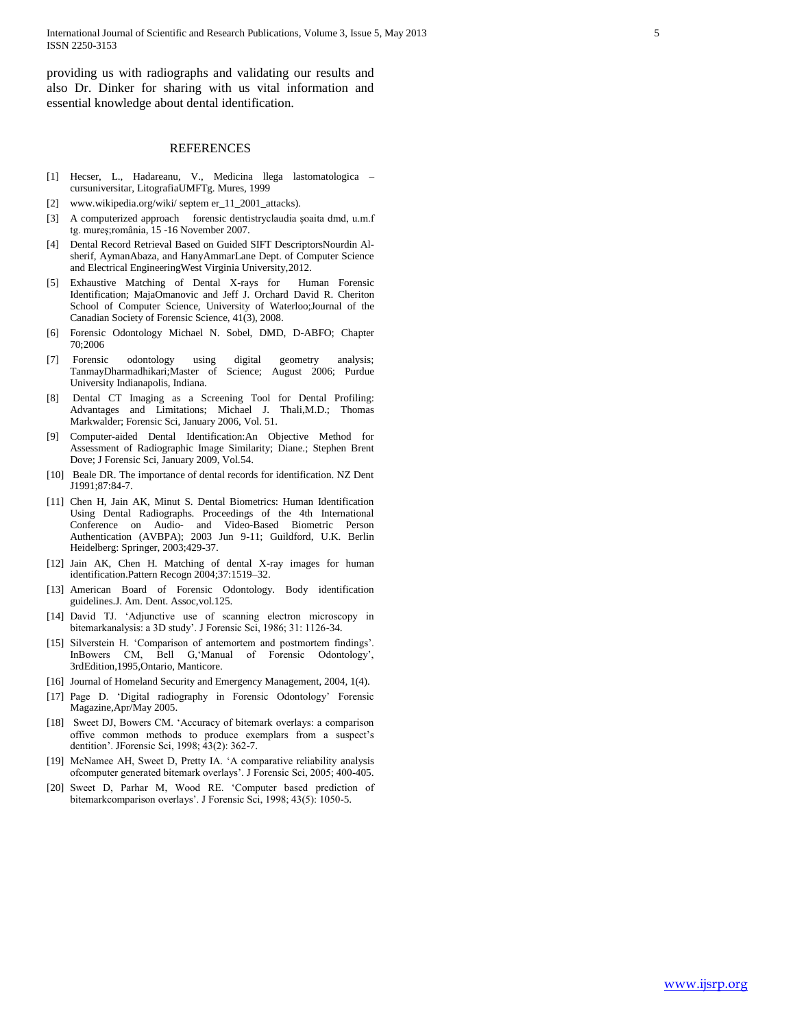providing us with radiographs and validating our results and also Dr. Dinker for sharing with us vital information and essential knowledge about dental identification.

## REFERENCES

[1] Hecser, L., Hadareanu, V., Medicina llega lastomatologica – cursuniversitar, LitografiaUMFTg. Mures, 1999

[2] www.wikipedia.org/wiki/ septem er_11_2001_attacks).

[3] A computerized approach forensic dentistryclaudia şoaita dmd, u.m.f tg. mureş;românia, 15 -16 November 2007.

[4] Dental Record Retrieval Based on Guided SIFT DescriptorsNourdin Al-sherif, AymanAbaza, and HanyAmmarLane Dept. of Computer Science and Electrical EngineeringWest Virginia University,2012.

[5] Exhaustive Matching of Dental X-rays for Human Forensic Identification; MajaOmanovic and Jeff J. Orchard David R. Cheriton School of Computer Science, University of Waterloo;Journal of the Canadian Society of Forensic Science, 41(3), 2008.

[6] Forensic Odontology Michael N. Sobel, DMD, D-ABFO; Chapter 70;2006

[7] Forensic odontology using digital geometry analysis; TanmayDharmadhikari;Master of Science; August 2006; Purdue University Indianapolis, Indiana.

[8] Dental CT Imaging as a Screening Tool for Dental Profiling: Advantages and Limitations; Michael J. Thali,M.D.; Thomas Markwalder; Forensic Sci, January 2006, Vol. 51.

[9] Computer-aided Dental Identification:An Objective Method for Assessment of Radiographic Image Similarity; Diane.; Stephen Brent Dove; J Forensic Sci, January 2009, Vol.54.

[10] Beale DR. The importance of dental records for identification. NZ Dent J1991;87:84-7.

[11] Chen H, Jain AK, Minut S. Dental Biometrics: Human Identification Using Dental Radiographs. Proceedings of the 4th International Conference on Audio- and Video-Based Biometric Person Authentication (AVBPA); 2003 Jun 9-11; Guildford, U.K. Berlin Heidelberg: Springer, 2003;429-37.

[12] Jain AK, Chen H. Matching of dental X-ray images for human identification.Pattern Recogn 2004;37:1519–32.

[13] American Board of Forensic Odontology. Body identification guidelines.J. Am. Dent. Assoc,vol.125.

[14] David TJ. 'Adjunctive use of scanning electron microscopy in bitemarkanalysis: a 3D study'. J Forensic Sci, 1986; 31: 1126-34.

[15] Silverstein H. 'Comparison of antemortem and postmortem findings'. InBowers CM, Bell G,'Manual of Forensic Odontology', 3rdEdition,1995,Ontario, Manticore.

[16] Journal of Homeland Security and Emergency Management, 2004, 1(4).

[17] Page D. 'Digital radiography in Forensic Odontology' Forensic Magazine,Apr/May 2005.

[18] Sweet DJ, Bowers CM. 'Accuracy of bitemark overlays: a comparison offive common methods to produce exemplars from a suspect's dentition'. JForensic Sci, 1998; 43(2): 362-7.

[19] McNamee AH, Sweet D, Pretty IA. 'A comparative reliability analysis ofcomputer generated bitemark overlays'. J Forensic Sci, 2005; 400-405.

[20] Sweet D, Parhar M, Wood RE. 'Computer based prediction of bitemarkcomparison overlays'. J Forensic Sci, 1998; 43(5): 1050-5.